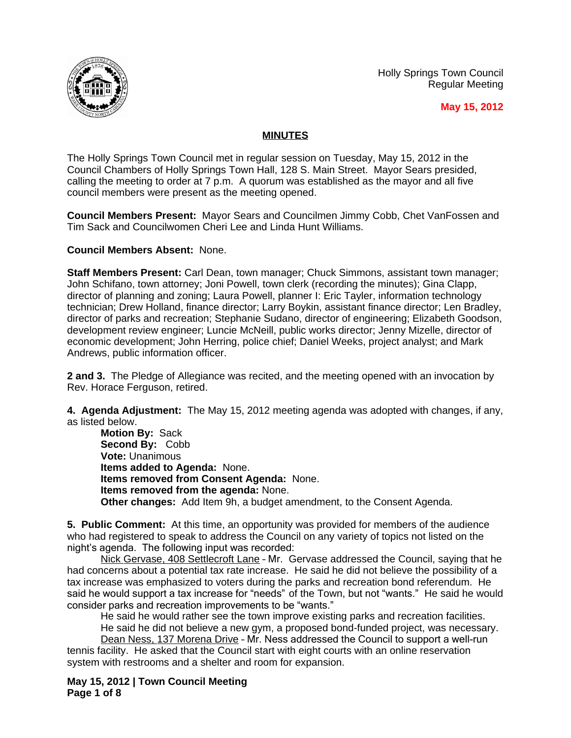Holly Springs Town Council
Regular Meeting

**May 15, 2012**

## MINUTES

The Holly Springs Town Council met in regular session on Tuesday, May 15, 2012 in the Council Chambers of Holly Springs Town Hall, 128 S. Main Street. Mayor Sears presided, calling the meeting to order at 7 p.m. A quorum was established as the mayor and all five council members were present as the meeting opened.

**Council Members Present:** Mayor Sears and Councilmen Jimmy Cobb, Chet VanFossen and Tim Sack and Councilwomen Cheri Lee and Linda Hunt Williams.

**Council Members Absent:** None.

**Staff Members Present:** Carl Dean, town manager; Chuck Simmons, assistant town manager; John Schifano, town attorney; Joni Powell, town clerk (recording the minutes); Gina Clapp, director of planning and zoning; Laura Powell, planner I: Eric Tayler, information technology technician; Drew Holland, finance director; Larry Boykin, assistant finance director; Len Bradley, director of parks and recreation; Stephanie Sudano, director of engineering; Elizabeth Goodson, development review engineer; Luncie McNeill, public works director; Jenny Mizelle, director of economic development; John Herring, police chief; Daniel Weeks, project analyst; and Mark Andrews, public information officer.

**2 and 3.** The Pledge of Allegiance was recited, and the meeting opened with an invocation by Rev. Horace Ferguson, retired.

**4. Agenda Adjustment:** The May 15, 2012 meeting agenda was adopted with changes, if any, as listed below.

**Motion By:** Sack
**Second By:** Cobb
**Vote:** Unanimous
**Items added to Agenda:** None.
**Items removed from Consent Agenda:** None.
**Items removed from the agenda:** None.
**Other changes:** Add Item 9h, a budget amendment, to the Consent Agenda.

**5. Public Comment:** At this time, an opportunity was provided for members of the audience who had registered to speak to address the Council on any variety of topics not listed on the night's agenda. The following input was recorded:

Nick Gervase, 408 Settlecroft Lane – Mr. Gervase addressed the Council, saying that he had concerns about a potential tax rate increase. He said he did not believe the possibility of a tax increase was emphasized to voters during the parks and recreation bond referendum. He said he would support a tax increase for "needs" of the Town, but not "wants." He said he would consider parks and recreation improvements to be "wants."

He said he would rather see the town improve existing parks and recreation facilities.

He said he did not believe a new gym, a proposed bond-funded project, was necessary.

Dean Ness, 137 Morena Drive – Mr. Ness addressed the Council to support a well-run tennis facility. He asked that the Council start with eight courts with an online reservation system with restrooms and a shelter and room for expansion.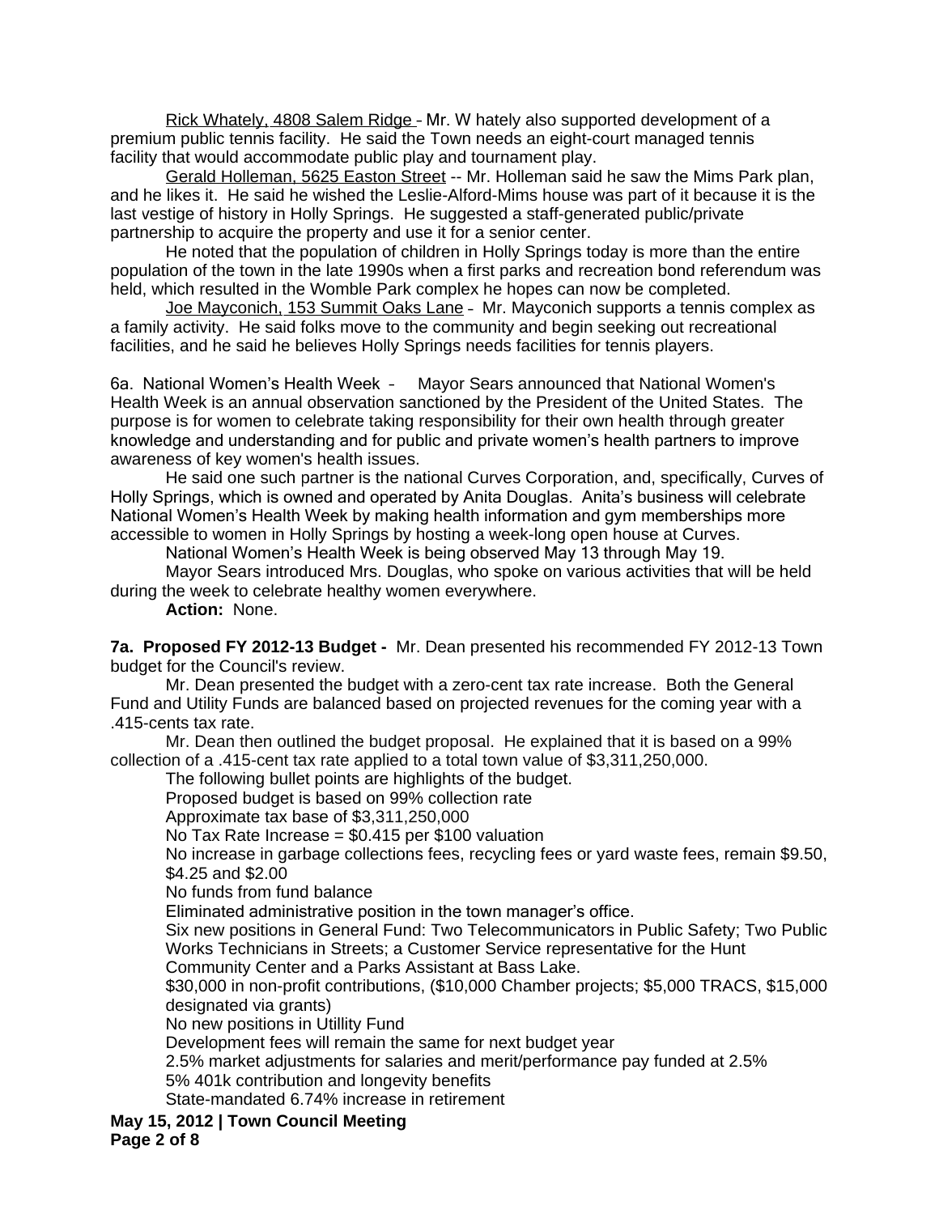Rick Whately, 4808 Salem Ridge – Mr. W hately also supported development of a premium public tennis facility. He said the Town needs an eight-court managed tennis facility that would accommodate public play and tournament play.

Gerald Holleman, 5625 Easton Street -- Mr. Holleman said he saw the Mims Park plan, and he likes it. He said he wished the Leslie-Alford-Mims house was part of it because it is the last vestige of history in Holly Springs. He suggested a staff-generated public/private partnership to acquire the property and use it for a senior center.

He noted that the population of children in Holly Springs today is more than the entire population of the town in the late 1990s when a first parks and recreation bond referendum was held, which resulted in the Womble Park complex he hopes can now be completed.

Joe Mayconich, 153 Summit Oaks Lane – Mr. Mayconich supports a tennis complex as a family activity. He said folks move to the community and begin seeking out recreational facilities, and he said he believes Holly Springs needs facilities for tennis players.

6a. National Women's Health Week – Mayor Sears announced that National Women's Health Week is an annual observation sanctioned by the President of the United States. The purpose is for women to celebrate taking responsibility for their own health through greater knowledge and understanding and for public and private women's health partners to improve awareness of key women's health issues.

He said one such partner is the national Curves Corporation, and, specifically, Curves of Holly Springs, which is owned and operated by Anita Douglas. Anita's business will celebrate National Women's Health Week by making health information and gym memberships more accessible to women in Holly Springs by hosting a week-long open house at Curves.

National Women's Health Week is being observed May 13 through May 19.

Mayor Sears introduced Mrs. Douglas, who spoke on various activities that will be held during the week to celebrate healthy women everywhere.

**Action:** None.

**7a. Proposed FY 2012-13 Budget -** Mr. Dean presented his recommended FY 2012-13 Town budget for the Council's review.

Mr. Dean presented the budget with a zero-cent tax rate increase. Both the General Fund and Utility Funds are balanced based on projected revenues for the coming year with a .415-cents tax rate.

Mr. Dean then outlined the budget proposal. He explained that it is based on a 99% collection of a .415-cent tax rate applied to a total town value of $3,311,250,000.

The following bullet points are highlights of the budget.

Proposed budget is based on 99% collection rate

Approximate tax base of $3,311,250,000

No Tax Rate Increase = $0.415 per $100 valuation

No increase in garbage collections fees, recycling fees or yard waste fees, remain $9.50, $4.25 and $2.00

No funds from fund balance

Eliminated administrative position in the town manager's office.

Six new positions in General Fund: Two Telecommunicators in Public Safety; Two Public Works Technicians in Streets; a Customer Service representative for the Hunt Community Center and a Parks Assistant at Bass Lake.

$30,000 in non-profit contributions, ($10,000 Chamber projects; $5,000 TRACS, $15,000 designated via grants)

No new positions in Utillity Fund

Development fees will remain the same for next budget year

2.5% market adjustments for salaries and merit/performance pay funded at 2.5%

5% 401k contribution and longevity benefits

State-mandated 6.74% increase in retirement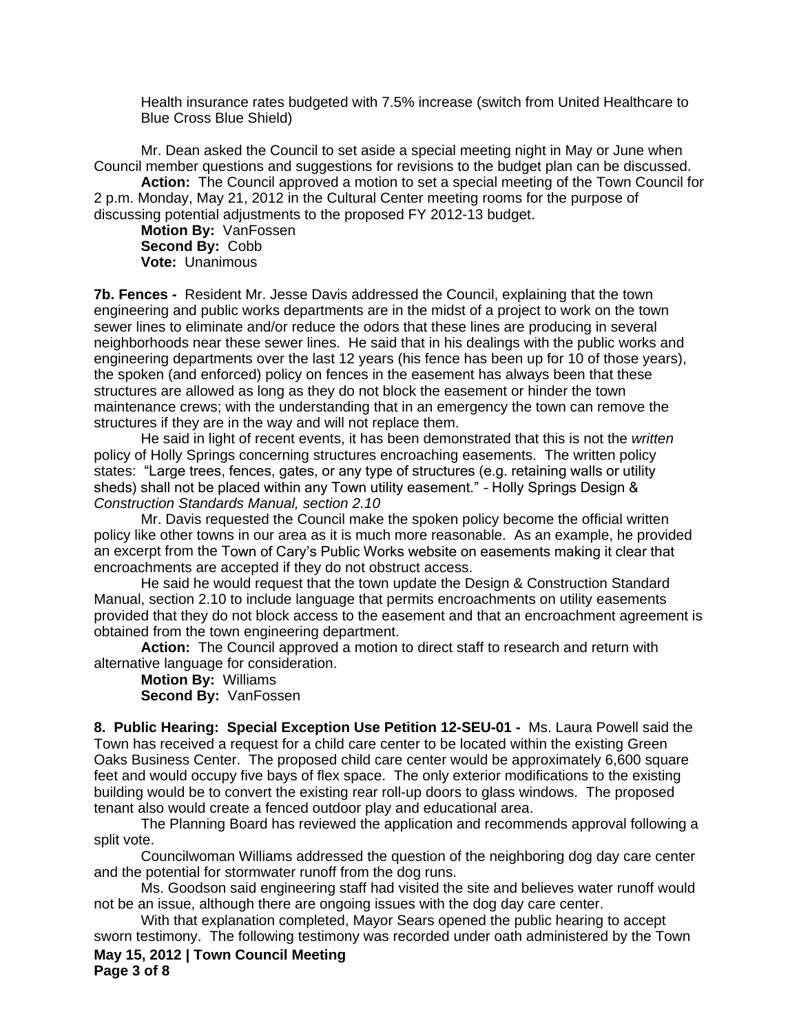Health insurance rates budgeted with 7.5% increase (switch from United Healthcare to Blue Cross Blue Shield)

Mr. Dean asked the Council to set aside a special meeting night in May or June when Council member questions and suggestions for revisions to the budget plan can be discussed.

**Action:** The Council approved a motion to set a special meeting of the Town Council for 2 p.m. Monday, May 21, 2012 in the Cultural Center meeting rooms for the purpose of discussing potential adjustments to the proposed FY 2012-13 budget.

**Motion By:** VanFossen
**Second By:** Cobb
**Vote:** Unanimous

**7b. Fences -** Resident Mr. Jesse Davis addressed the Council, explaining that the town engineering and public works departments are in the midst of a project to work on the town sewer lines to eliminate and/or reduce the odors that these lines are producing in several neighborhoods near these sewer lines. He said that in his dealings with the public works and engineering departments over the last 12 years (his fence has been up for 10 of those years), the spoken (and enforced) policy on fences in the easement has always been that these structures are allowed as long as they do not block the easement or hinder the town maintenance crews; with the understanding that in an emergency the town can remove the structures if they are in the way and will not replace them.

He said in light of recent events, it has been demonstrated that this is not the *written* policy of Holly Springs concerning structures encroaching easements. The written policy states: "Large trees, fences, gates, or any type of structures (e.g. retaining walls or utility sheds) shall not be placed within any Town utility easement." - Holly Springs Design & *Construction Standards Manual, section 2.10*

Mr. Davis requested the Council make the spoken policy become the official written policy like other towns in our area as it is much more reasonable. As an example, he provided an excerpt from the Town of Cary's Public Works website on easements making it clear that encroachments are accepted if they do not obstruct access.

He said he would request that the town update the Design & Construction Standard Manual, section 2.10 to include language that permits encroachments on utility easements provided that they do not block access to the easement and that an encroachment agreement is obtained from the town engineering department.

**Action:** The Council approved a motion to direct staff to research and return with alternative language for consideration.

**Motion By:** Williams
**Second By:** VanFossen

**8. Public Hearing: Special Exception Use Petition 12-SEU-01 -** Ms. Laura Powell said the Town has received a request for a child care center to be located within the existing Green Oaks Business Center. The proposed child care center would be approximately 6,600 square feet and would occupy five bays of flex space. The only exterior modifications to the existing building would be to convert the existing rear roll-up doors to glass windows. The proposed tenant also would create a fenced outdoor play and educational area.

The Planning Board has reviewed the application and recommends approval following a split vote.

Councilwoman Williams addressed the question of the neighboring dog day care center and the potential for stormwater runoff from the dog runs.

Ms. Goodson said engineering staff had visited the site and believes water runoff would not be an issue, although there are ongoing issues with the dog day care center.

With that explanation completed, Mayor Sears opened the public hearing to accept sworn testimony. The following testimony was recorded under oath administered by the Town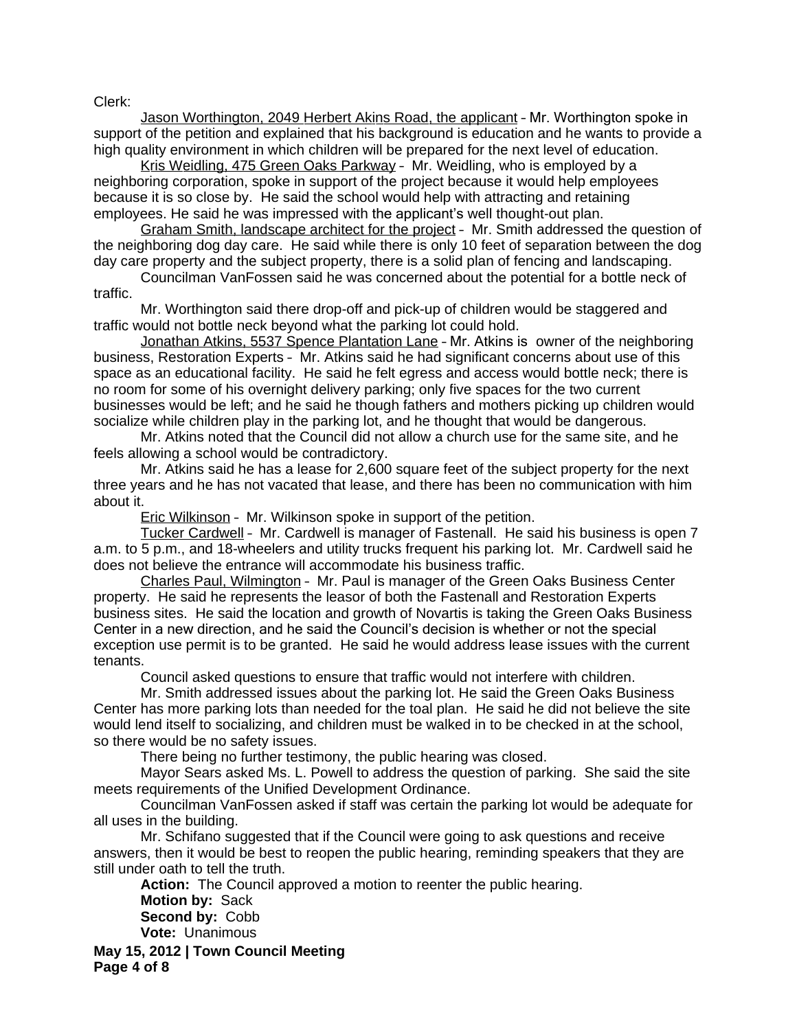Clerk:

Jason Worthington, 2049 Herbert Akins Road, the applicant – Mr. Worthington spoke in support of the petition and explained that his background is education and he wants to provide a high quality environment in which children will be prepared for the next level of education.

Kris Weidling, 475 Green Oaks Parkway – Mr. Weidling, who is employed by a neighboring corporation, spoke in support of the project because it would help employees because it is so close by. He said the school would help with attracting and retaining employees. He said he was impressed with the applicant's well thought-out plan.

Graham Smith, landscape architect for the project – Mr. Smith addressed the question of the neighboring dog day care. He said while there is only 10 feet of separation between the dog day care property and the subject property, there is a solid plan of fencing and landscaping.

Councilman VanFossen said he was concerned about the potential for a bottle neck of traffic.

Mr. Worthington said there drop-off and pick-up of children would be staggered and traffic would not bottle neck beyond what the parking lot could hold.

Jonathan Atkins, 5537 Spence Plantation Lane – Mr. Atkins is owner of the neighboring business, Restoration Experts – Mr. Atkins said he had significant concerns about use of this space as an educational facility. He said he felt egress and access would bottle neck; there is no room for some of his overnight delivery parking; only five spaces for the two current businesses would be left; and he said he though fathers and mothers picking up children would socialize while children play in the parking lot, and he thought that would be dangerous.

Mr. Atkins noted that the Council did not allow a church use for the same site, and he feels allowing a school would be contradictory.

Mr. Atkins said he has a lease for 2,600 square feet of the subject property for the next three years and he has not vacated that lease, and there has been no communication with him about it.

Eric Wilkinson – Mr. Wilkinson spoke in support of the petition.

Tucker Cardwell – Mr. Cardwell is manager of Fastenall. He said his business is open 7 a.m. to 5 p.m., and 18-wheelers and utility trucks frequent his parking lot. Mr. Cardwell said he does not believe the entrance will accommodate his business traffic.

Charles Paul, Wilmington – Mr. Paul is manager of the Green Oaks Business Center property. He said he represents the leasor of both the Fastenall and Restoration Experts business sites. He said the location and growth of Novartis is taking the Green Oaks Business Center in a new direction, and he said the Council's decision is whether or not the special exception use permit is to be granted. He said he would address lease issues with the current tenants.

Council asked questions to ensure that traffic would not interfere with children.

Mr. Smith addressed issues about the parking lot. He said the Green Oaks Business Center has more parking lots than needed for the toal plan. He said he did not believe the site would lend itself to socializing, and children must be walked in to be checked in at the school, so there would be no safety issues.

There being no further testimony, the public hearing was closed.

Mayor Sears asked Ms. L. Powell to address the question of parking. She said the site meets requirements of the Unified Development Ordinance.

Councilman VanFossen asked if staff was certain the parking lot would be adequate for all uses in the building.

Mr. Schifano suggested that if the Council were going to ask questions and receive answers, then it would be best to reopen the public hearing, reminding speakers that they are still under oath to tell the truth.

**Action:** The Council approved a motion to reenter the public hearing.
**Motion by:** Sack
**Second by:** Cobb
**Vote:** Unanimous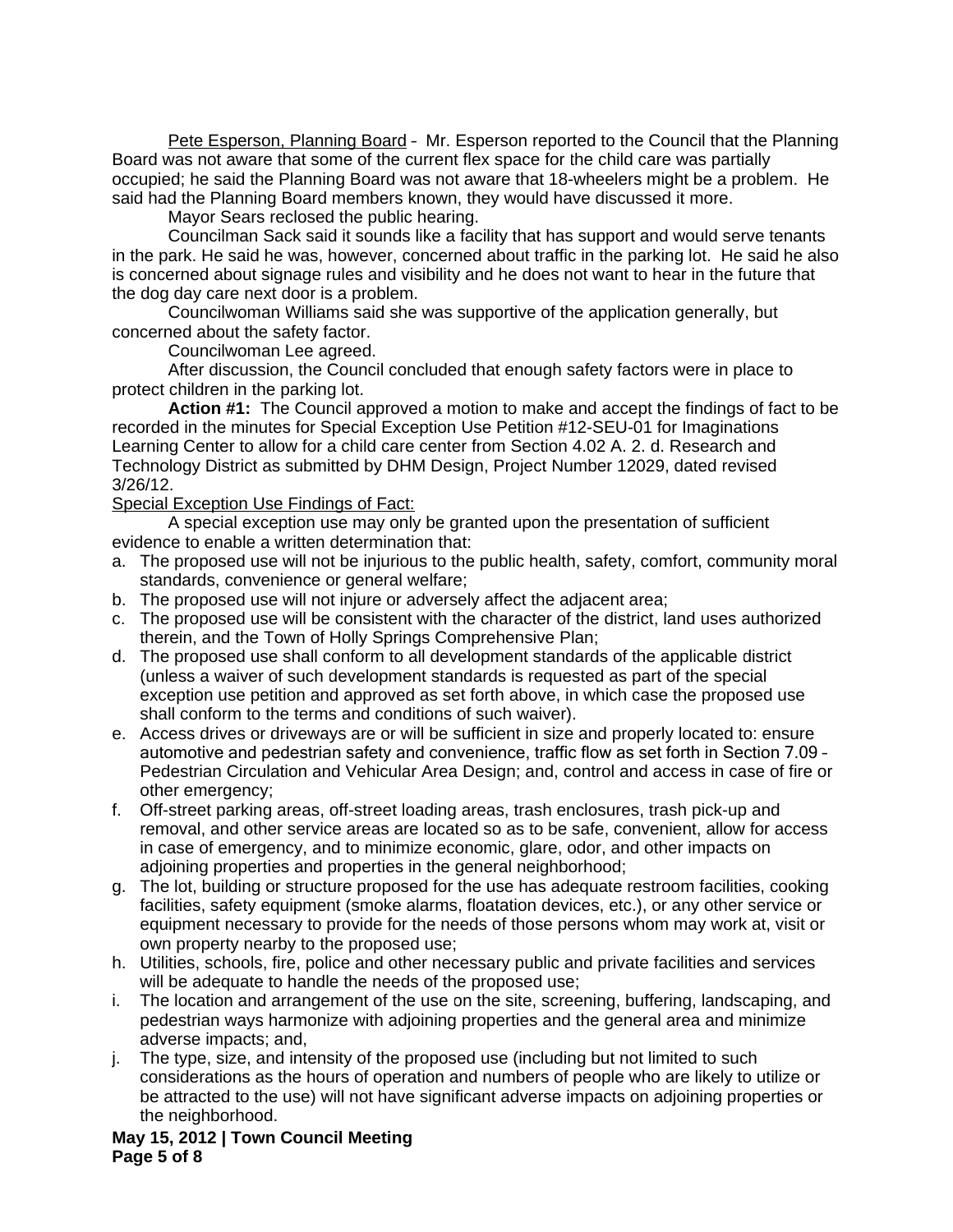Pete Esperson, Planning Board - Mr. Esperson reported to the Council that the Planning Board was not aware that some of the current flex space for the child care was partially occupied; he said the Planning Board was not aware that 18-wheelers might be a problem. He said had the Planning Board members known, they would have discussed it more.

Mayor Sears reclosed the public hearing.

Councilman Sack said it sounds like a facility that has support and would serve tenants in the park. He said he was, however, concerned about traffic in the parking lot. He said he also is concerned about signage rules and visibility and he does not want to hear in the future that the dog day care next door is a problem.

Councilwoman Williams said she was supportive of the application generally, but concerned about the safety factor.

Councilwoman Lee agreed.

After discussion, the Council concluded that enough safety factors were in place to protect children in the parking lot.

**Action #1:** The Council approved a motion to make and accept the findings of fact to be recorded in the minutes for Special Exception Use Petition #12-SEU-01 for Imaginations Learning Center to allow for a child care center from Section 4.02 A. 2. d. Research and Technology District as submitted by DHM Design, Project Number 12029, dated revised 3/26/12.

Special Exception Use Findings of Fact:

A special exception use may only be granted upon the presentation of sufficient evidence to enable a written determination that:

a. The proposed use will not be injurious to the public health, safety, comfort, community moral standards, convenience or general welfare;
b. The proposed use will not injure or adversely affect the adjacent area;
c. The proposed use will be consistent with the character of the district, land uses authorized therein, and the Town of Holly Springs Comprehensive Plan;
d. The proposed use shall conform to all development standards of the applicable district (unless a waiver of such development standards is requested as part of the special exception use petition and approved as set forth above, in which case the proposed use shall conform to the terms and conditions of such waiver).
e. Access drives or driveways are or will be sufficient in size and properly located to: ensure automotive and pedestrian safety and convenience, traffic flow as set forth in Section 7.09 - Pedestrian Circulation and Vehicular Area Design; and, control and access in case of fire or other emergency;
f. Off-street parking areas, off-street loading areas, trash enclosures, trash pick-up and removal, and other service areas are located so as to be safe, convenient, allow for access in case of emergency, and to minimize economic, glare, odor, and other impacts on adjoining properties and properties in the general neighborhood;
g. The lot, building or structure proposed for the use has adequate restroom facilities, cooking facilities, safety equipment (smoke alarms, floatation devices, etc.), or any other service or equipment necessary to provide for the needs of those persons whom may work at, visit or own property nearby to the proposed use;
h. Utilities, schools, fire, police and other necessary public and private facilities and services will be adequate to handle the needs of the proposed use;
i. The location and arrangement of the use on the site, screening, buffering, landscaping, and pedestrian ways harmonize with adjoining properties and the general area and minimize adverse impacts; and,
j. The type, size, and intensity of the proposed use (including but not limited to such considerations as the hours of operation and numbers of people who are likely to utilize or be attracted to the use) will not have significant adverse impacts on adjoining properties or the neighborhood.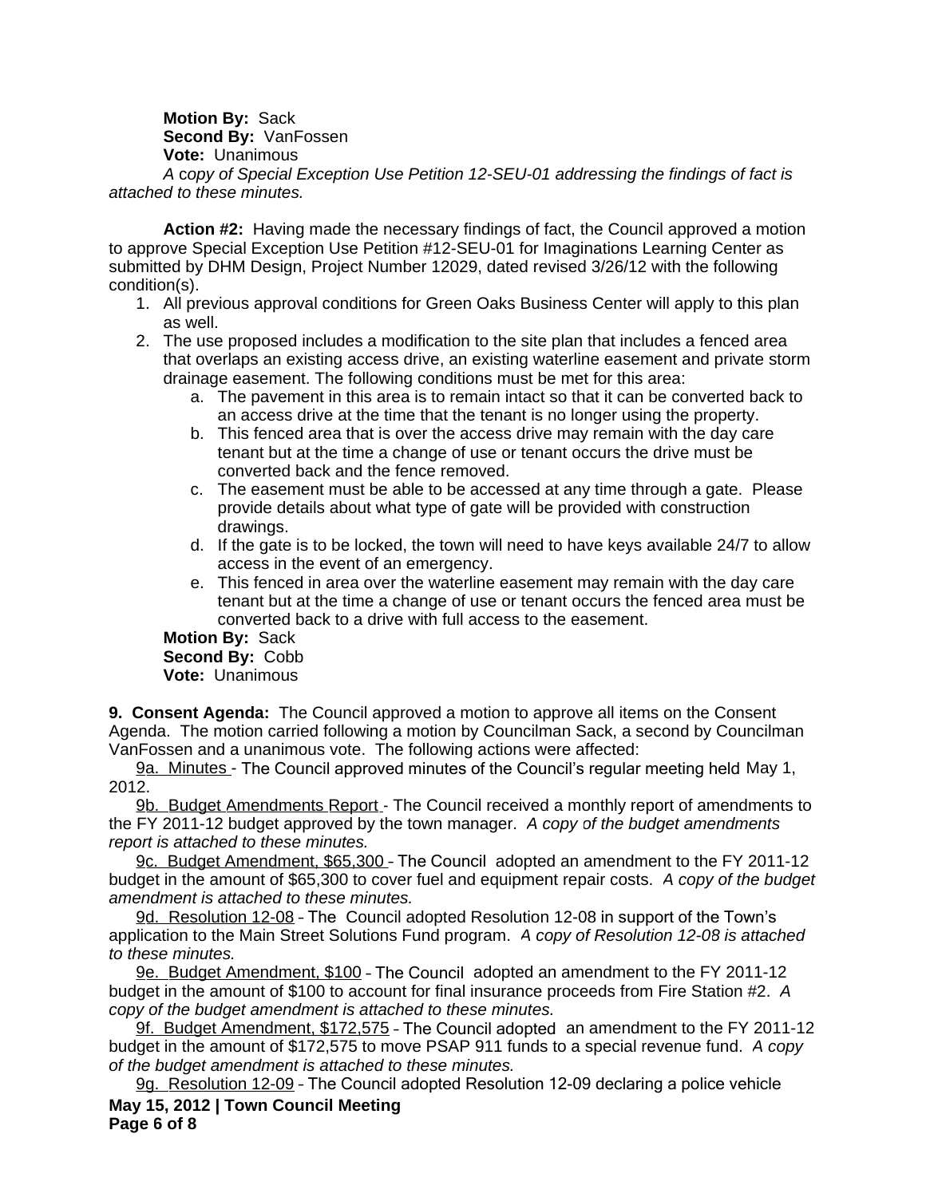**Motion By:** Sack
**Second By:** VanFossen
**Vote:** Unanimous
*A copy of Special Exception Use Petition 12-SEU-01 addressing the findings of fact is attached to these minutes.*

**Action #2:** Having made the necessary findings of fact, the Council approved a motion to approve Special Exception Use Petition #12-SEU-01 for Imaginations Learning Center as submitted by DHM Design, Project Number 12029, dated revised 3/26/12 with the following condition(s).

1. All previous approval conditions for Green Oaks Business Center will apply to this plan as well.
2. The use proposed includes a modification to the site plan that includes a fenced area that overlaps an existing access drive, an existing waterline easement and private storm drainage easement. The following conditions must be met for this area:
   a. The pavement in this area is to remain intact so that it can be converted back to an access drive at the time that the tenant is no longer using the property.
   b. This fenced area that is over the access drive may remain with the day care tenant but at the time a change of use or tenant occurs the drive must be converted back and the fence removed.
   c. The easement must be able to be accessed at any time through a gate. Please provide details about what type of gate will be provided with construction drawings.
   d. If the gate is to be locked, the town will need to have keys available 24/7 to allow access in the event of an emergency.
   e. This fenced in area over the waterline easement may remain with the day care tenant but at the time a change of use or tenant occurs the fenced area must be converted back to a drive with full access to the easement.

**Motion By:** Sack
**Second By:** Cobb
**Vote:** Unanimous

**9. Consent Agenda:** The Council approved a motion to approve all items on the Consent Agenda. The motion carried following a motion by Councilman Sack, a second by Councilman VanFossen and a unanimous vote. The following actions were affected:

9a. Minutes - The Council approved minutes of the Council's regular meeting held May 1, 2012.

9b. Budget Amendments Report - The Council received a monthly report of amendments to the FY 2011-12 budget approved by the town manager. *A copy of the budget amendments report is attached to these minutes.*

9c. Budget Amendment, $65,300 - The Council adopted an amendment to the FY 2011-12 budget in the amount of $65,300 to cover fuel and equipment repair costs. *A copy of the budget amendment is attached to these minutes.*

9d. Resolution 12-08 - The Council adopted Resolution 12-08 in support of the Town's application to the Main Street Solutions Fund program. *A copy of Resolution 12-08 is attached to these minutes.*

9e. Budget Amendment, $100 - The Council adopted an amendment to the FY 2011-12 budget in the amount of $100 to account for final insurance proceeds from Fire Station #2. *A copy of the budget amendment is attached to these minutes.*

9f. Budget Amendment, $172,575 - The Council adopted an amendment to the FY 2011-12 budget in the amount of $172,575 to move PSAP 911 funds to a special revenue fund. *A copy of the budget amendment is attached to these minutes.*

9g. Resolution 12-09 - The Council adopted Resolution 12-09 declaring a police vehicle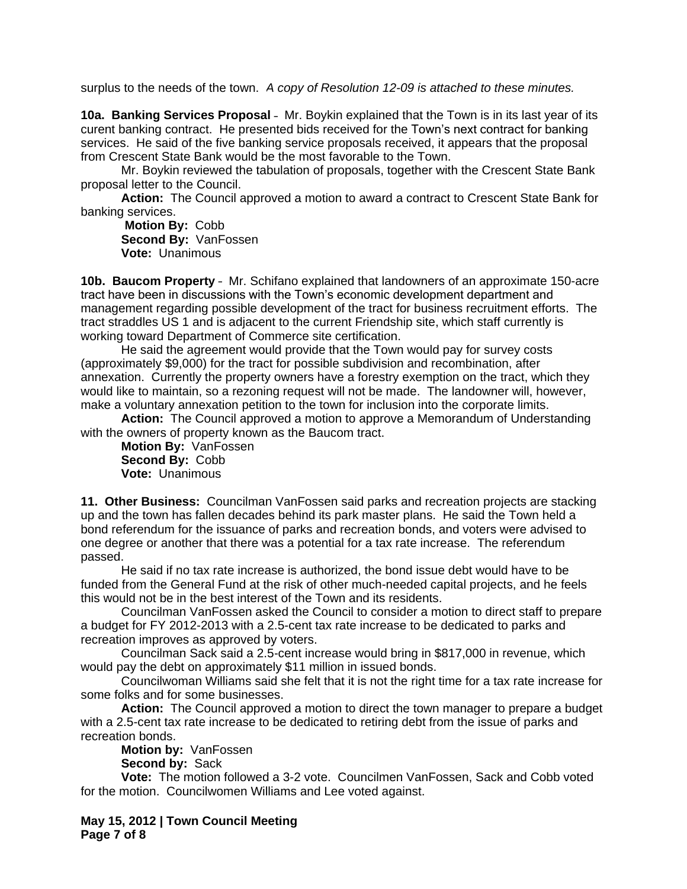surplus to the needs of the town. *A copy of Resolution 12-09 is attached to these minutes.*

**10a. Banking Services Proposal** – Mr. Boykin explained that the Town is in its last year of its curent banking contract. He presented bids received for the Town's next contract for banking services. He said of the five banking service proposals received, it appears that the proposal from Crescent State Bank would be the most favorable to the Town.

Mr. Boykin reviewed the tabulation of proposals, together with the Crescent State Bank proposal letter to the Council.

**Action:** The Council approved a motion to award a contract to Crescent State Bank for banking services.

**Motion By:** Cobb
**Second By:** VanFossen
**Vote:** Unanimous

**10b. Baucom Property** – Mr. Schifano explained that landowners of an approximate 150-acre tract have been in discussions with the Town's economic development department and management regarding possible development of the tract for business recruitment efforts. The tract straddles US 1 and is adjacent to the current Friendship site, which staff currently is working toward Department of Commerce site certification.

He said the agreement would provide that the Town would pay for survey costs (approximately $9,000) for the tract for possible subdivision and recombination, after annexation. Currently the property owners have a forestry exemption on the tract, which they would like to maintain, so a rezoning request will not be made. The landowner will, however, make a voluntary annexation petition to the town for inclusion into the corporate limits.

**Action:** The Council approved a motion to approve a Memorandum of Understanding with the owners of property known as the Baucom tract.

**Motion By:** VanFossen
**Second By:** Cobb
**Vote:** Unanimous

**11. Other Business:** Councilman VanFossen said parks and recreation projects are stacking up and the town has fallen decades behind its park master plans. He said the Town held a bond referendum for the issuance of parks and recreation bonds, and voters were advised to one degree or another that there was a potential for a tax rate increase. The referendum passed.

He said if no tax rate increase is authorized, the bond issue debt would have to be funded from the General Fund at the risk of other much-needed capital projects, and he feels this would not be in the best interest of the Town and its residents.

Councilman VanFossen asked the Council to consider a motion to direct staff to prepare a budget for FY 2012-2013 with a 2.5-cent tax rate increase to be dedicated to parks and recreation improves as approved by voters.

Councilman Sack said a 2.5-cent increase would bring in $817,000 in revenue, which would pay the debt on approximately $11 million in issued bonds.

Councilwoman Williams said she felt that it is not the right time for a tax rate increase for some folks and for some businesses.

**Action:** The Council approved a motion to direct the town manager to prepare a budget with a 2.5-cent tax rate increase to be dedicated to retiring debt from the issue of parks and recreation bonds.

**Motion by:** VanFossen
**Second by:** Sack
**Vote:** The motion followed a 3-2 vote. Councilmen VanFossen, Sack and Cobb voted for the motion. Councilwomen Williams and Lee voted against.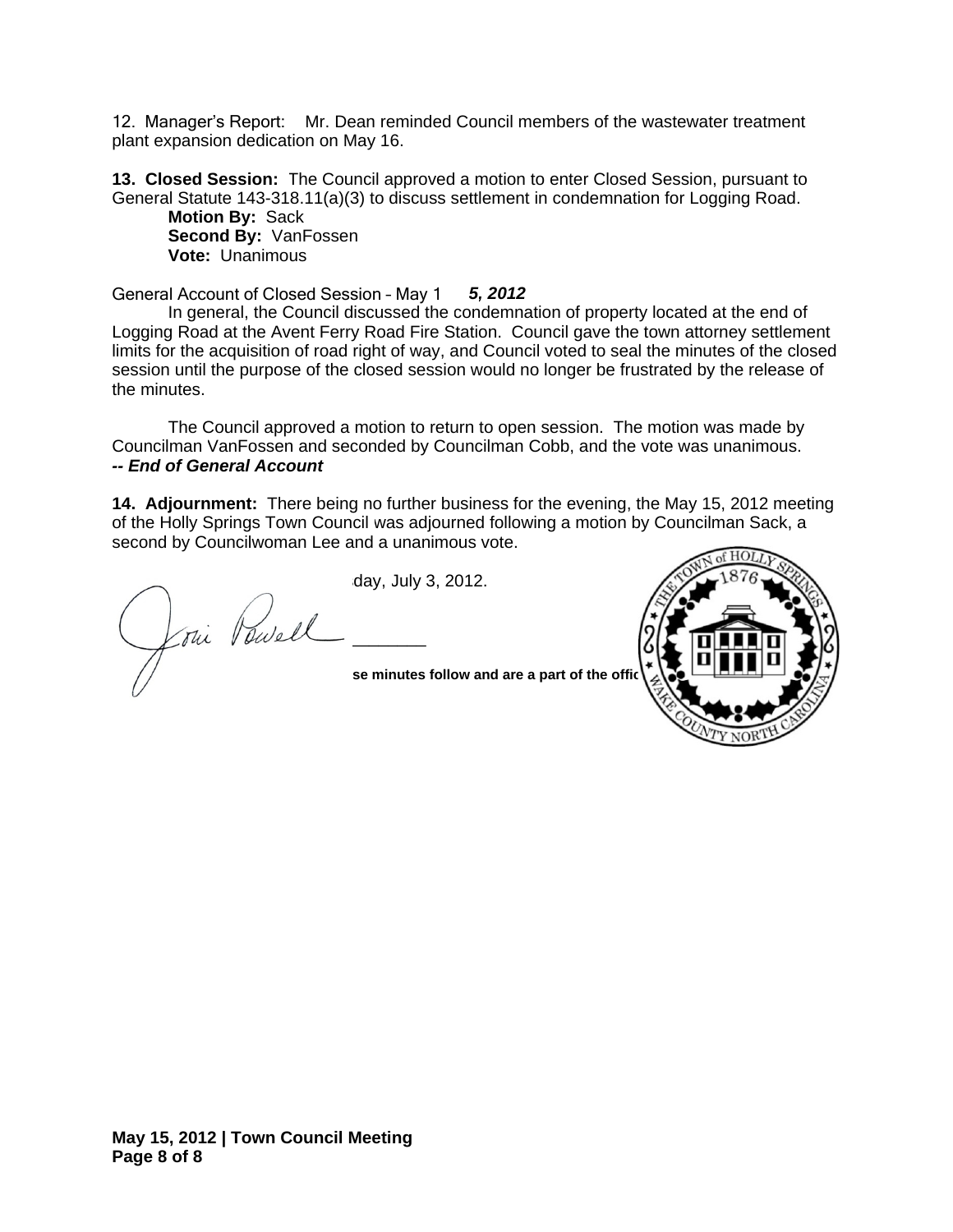12. Manager's Report: Mr. Dean reminded Council members of the wastewater treatment plant expansion dedication on May 16.

**13. Closed Session:** The Council approved a motion to enter Closed Session, pursuant to General Statute 143-318.11(a)(3) to discuss settlement in condemnation for Logging Road.

**Motion By:** Sack
**Second By:** VanFossen
**Vote:** Unanimous

General Account of Closed Session – May 1 ***5, 2012***

In general, the Council discussed the condemnation of property located at the end of Logging Road at the Avent Ferry Road Fire Station. Council gave the town attorney settlement limits for the acquisition of road right of way, and Council voted to seal the minutes of the closed session until the purpose of the closed session would no longer be frustrated by the release of the minutes.

The Council approved a motion to return to open session. The motion was made by Councilman VanFossen and seconded by Councilman Cobb, and the vote was unanimous.

***-- End of General Account***

**14. Adjournment:** There being no further business for the evening, the May 15, 2012 meeting of the Holly Springs Town Council was adjourned following a motion by Councilman Sack, a second by Councilwoman Lee and a unanimous vote.

day, July 3, 2012.

Joni Powell _______

**se minutes follow and are a part of the offic**

THE TOWN of HOLLY SPRINGS 1876 WAKE COUNTY NORTH CAROLINA